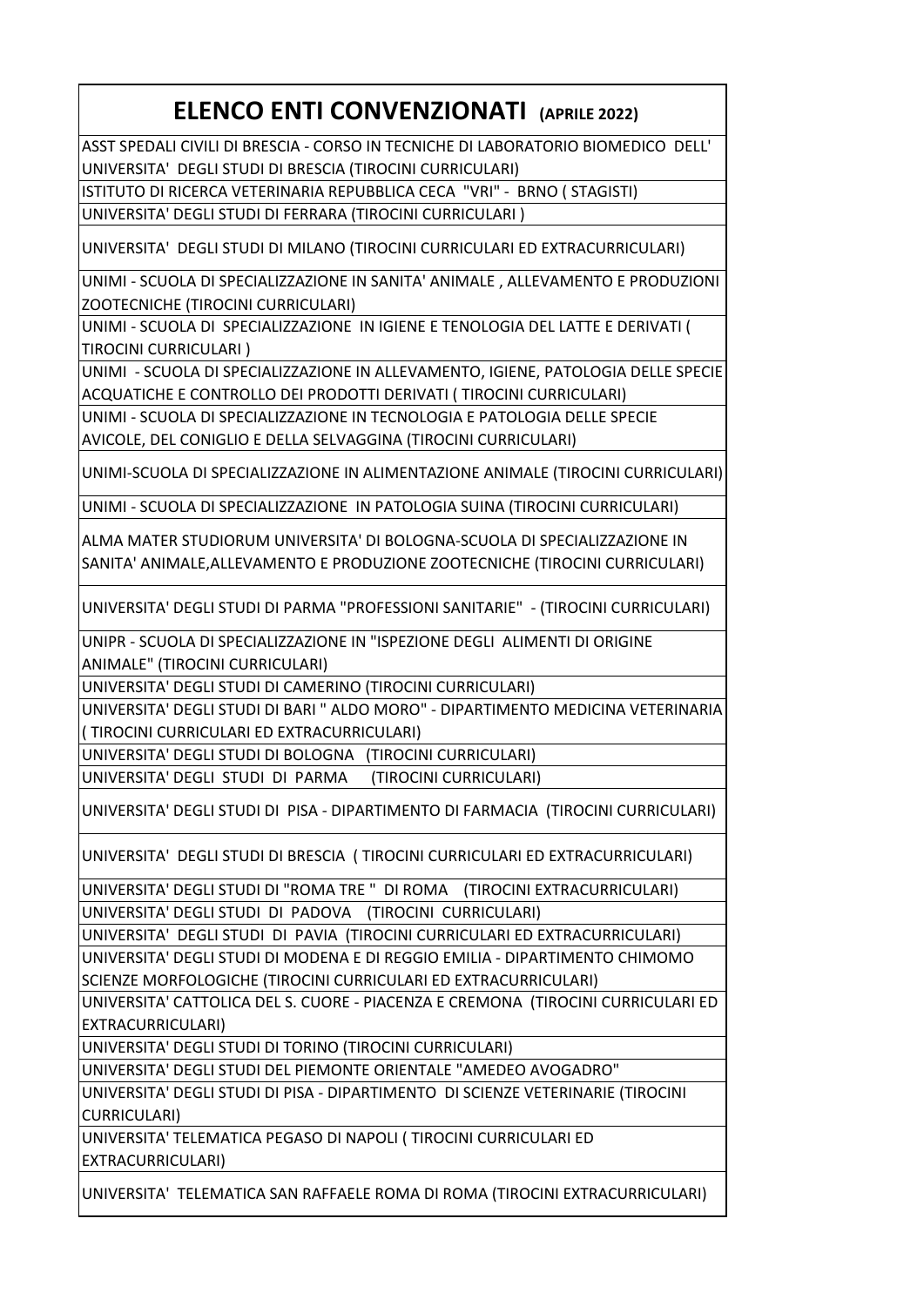| ELENCO ENTI CONVENZIONATI **(APRILE 2022)** |
| --- |
| ASST SPEDALI CIVILI DI BRESCIA - CORSO IN TECNICHE DI LABORATORIO BIOMEDICO DELL' UNIVERSITA' DEGLI STUDI DI BRESCIA (TIROCINI CURRICULARI) |
| ISTITUTO DI RICERCA VETERINARIA REPUBBLICA CECA "VRI" - BRNO ( STAGISTI) |
| UNIVERSITA' DEGLI STUDI DI FERRARA (TIROCINI CURRICULARI ) |
| UNIVERSITA' DEGLI STUDI DI MILANO (TIROCINI CURRICULARI ED EXTRACURRICULARI) |
| UNIMI - SCUOLA DI SPECIALIZZAZIONE IN SANITA' ANIMALE , ALLEVAMENTO E PRODUZIONI ZOOTECNICHE (TIROCINI CURRICULARI) |
| UNIMI - SCUOLA DI SPECIALIZZAZIONE IN IGIENE E TENOLOGIA DEL LATTE E DERIVATI ( TIROCINI CURRICULARI ) |
| UNIMI - SCUOLA DI SPECIALIZZAZIONE IN ALLEVAMENTO, IGIENE, PATOLOGIA DELLE SPECIE ACQUATICHE E CONTROLLO DEI PRODOTTI DERIVATI ( TIROCINI CURRICULARI) |
| UNIMI - SCUOLA DI SPECIALIZZAZIONE IN TECNOLOGIA E PATOLOGIA DELLE SPECIE AVICOLE, DEL CONIGLIO E DELLA SELVAGGINA (TIROCINI CURRICULARI) |
| UNIMI-SCUOLA DI SPECIALIZZAZIONE IN ALIMENTAZIONE ANIMALE (TIROCINI CURRICULARI) |
| UNIMI - SCUOLA DI SPECIALIZZAZIONE IN PATOLOGIA SUINA (TIROCINI CURRICULARI) |
| ALMA MATER STUDIORUM UNIVERSITA' DI BOLOGNA-SCUOLA DI SPECIALIZZAZIONE IN SANITA' ANIMALE,ALLEVAMENTO E PRODUZIONE ZOOTECNICHE (TIROCINI CURRICULARI) |
| UNIVERSITA' DEGLI STUDI DI PARMA "PROFESSIONI SANITARIE" - (TIROCINI CURRICULARI) |
| UNIPR - SCUOLA DI SPECIALIZZAZIONE IN "ISPEZIONE DEGLI ALIMENTI DI ORIGINE ANIMALE" (TIROCINI CURRICULARI) |
| UNIVERSITA' DEGLI STUDI DI CAMERINO (TIROCINI CURRICULARI) |
| UNIVERSITA' DEGLI STUDI DI BARI " ALDO MORO" - DIPARTIMENTO MEDICINA VETERINARIA ( TIROCINI CURRICULARI ED EXTRACURRICULARI) |
| UNIVERSITA' DEGLI STUDI DI BOLOGNA (TIROCINI CURRICULARI) |
| UNIVERSITA' DEGLI STUDI DI PARMA (TIROCINI CURRICULARI) |
| UNIVERSITA' DEGLI STUDI DI PISA - DIPARTIMENTO DI FARMACIA (TIROCINI CURRICULARI) |
| UNIVERSITA' DEGLI STUDI DI BRESCIA ( TIROCINI CURRICULARI ED EXTRACURRICULARI) |
| UNIVERSITA' DEGLI STUDI DI "ROMA TRE " DI ROMA (TIROCINI EXTRACURRICULARI) |
| UNIVERSITA' DEGLI STUDI DI PADOVA (TIROCINI CURRICULARI) |
| UNIVERSITA' DEGLI STUDI DI PAVIA (TIROCINI CURRICULARI ED EXTRACURRICULARI) |
| UNIVERSITA' DEGLI STUDI DI MODENA E DI REGGIO EMILIA - DIPARTIMENTO CHIMOMO SCIENZE MORFOLOGICHE (TIROCINI CURRICULARI ED EXTRACURRICULARI) |
| UNIVERSITA' CATTOLICA DEL S. CUORE - PIACENZA E CREMONA (TIROCINI CURRICULARI ED EXTRACURRICULARI) |
| UNIVERSITA' DEGLI STUDI DI TORINO (TIROCINI CURRICULARI) |
| UNIVERSITA' DEGLI STUDI DEL PIEMONTE ORIENTALE "AMEDEO AVOGADRO" |
| UNIVERSITA' DEGLI STUDI DI PISA - DIPARTIMENTO DI SCIENZE VETERINARIE (TIROCINI CURRICULARI) |
| UNIVERSITA' TELEMATICA PEGASO DI NAPOLI ( TIROCINI CURRICULARI ED EXTRACURRICULARI) |
| UNIVERSITA' TELEMATICA SAN RAFFAELE ROMA DI ROMA (TIROCINI EXTRACURRICULARI) |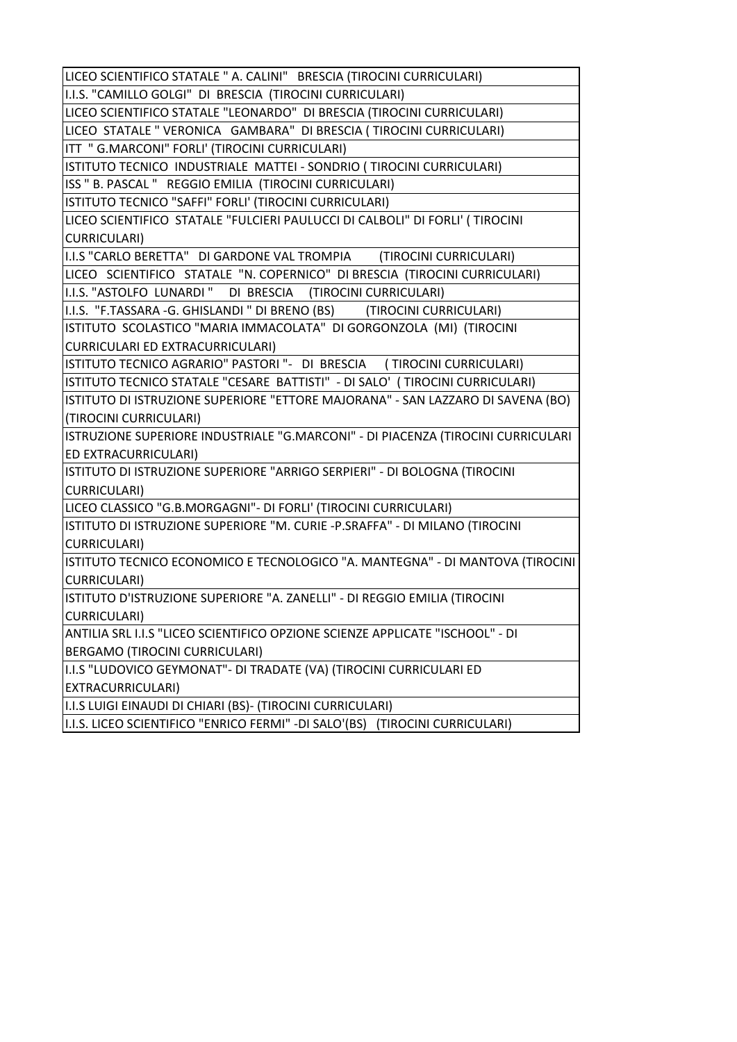| |
|---|
| LICEO SCIENTIFICO STATALE " A. CALINI" BRESCIA (TIROCINI CURRICULARI) |
| I.I.S. "CAMILLO GOLGI" DI BRESCIA (TIROCINI CURRICULARI) |
| LICEO SCIENTIFICO STATALE "LEONARDO" DI BRESCIA (TIROCINI CURRICULARI) |
| LICEO STATALE " VERONICA GAMBARA" DI BRESCIA ( TIROCINI CURRICULARI) |
| ITT " G.MARCONI" FORLI' (TIROCINI CURRICULARI) |
| ISTITUTO TECNICO INDUSTRIALE MATTEI - SONDRIO ( TIROCINI CURRICULARI) |
| ISS " B. PASCAL " REGGIO EMILIA (TIROCINI CURRICULARI) |
| ISTITUTO TECNICO "SAFFI" FORLI' (TIROCINI CURRICULARI) |
| LICEO SCIENTIFICO STATALE "FULCIERI PAULUCCI DI CALBOLI" DI FORLI' ( TIROCINI CURRICULARI) |
| I.I.S "CARLO BERETTA" DI GARDONE VAL TROMPIA (TIROCINI CURRICULARI) |
| LICEO SCIENTIFICO STATALE "N. COPERNICO" DI BRESCIA (TIROCINI CURRICULARI) |
| I.I.S. "ASTOLFO LUNARDI " DI BRESCIA (TIROCINI CURRICULARI) |
| I.I.S. "F.TASSARA -G. GHISLANDI " DI BRENO (BS) (TIROCINI CURRICULARI) |
| ISTITUTO SCOLASTICO "MARIA IMMACOLATA" DI GORGONZOLA (MI) (TIROCINI CURRICULARI ED EXTRACURRICULARI) |
| ISTITUTO TECNICO AGRARIO" PASTORI "- DI BRESCIA ( TIROCINI CURRICULARI) |
| ISTITUTO TECNICO STATALE "CESARE BATTISTI" - DI SALO' ( TIROCINI CURRICULARI) |
| ISTITUTO DI ISTRUZIONE SUPERIORE "ETTORE MAJORANA" - SAN LAZZARO DI SAVENA (BO) (TIROCINI CURRICULARI) |
| ISTRUZIONE SUPERIORE INDUSTRIALE "G.MARCONI" - DI PIACENZA (TIROCINI CURRICULARI ED EXTRACURRICULARI) |
| ISTITUTO DI ISTRUZIONE SUPERIORE "ARRIGO SERPIERI" - DI BOLOGNA (TIROCINI CURRICULARI) |
| LICEO CLASSICO "G.B.MORGAGNI"- DI FORLI' (TIROCINI CURRICULARI) |
| ISTITUTO DI ISTRUZIONE SUPERIORE "M. CURIE -P.SRAFFA" - DI MILANO (TIROCINI CURRICULARI) |
| ISTITUTO TECNICO ECONOMICO E TECNOLOGICO "A. MANTEGNA" - DI MANTOVA (TIROCINI CURRICULARI) |
| ISTITUTO D'ISTRUZIONE SUPERIORE "A. ZANELLI" - DI REGGIO EMILIA (TIROCINI CURRICULARI) |
| ANTILIA SRL I.I.S "LICEO SCIENTIFICO OPZIONE SCIENZE APPLICATE "ISCHOOL" - DI BERGAMO (TIROCINI CURRICULARI) |
| I.I.S "LUDOVICO GEYMONAT"- DI TRADATE (VA) (TIROCINI CURRICULARI ED EXTRACURRICULARI) |
| I.I.S LUIGI EINAUDI DI CHIARI (BS)- (TIROCINI CURRICULARI) |
| I.I.S. LICEO SCIENTIFICO "ENRICO FERMI" -DI SALO'(BS) (TIROCINI CURRICULARI) |